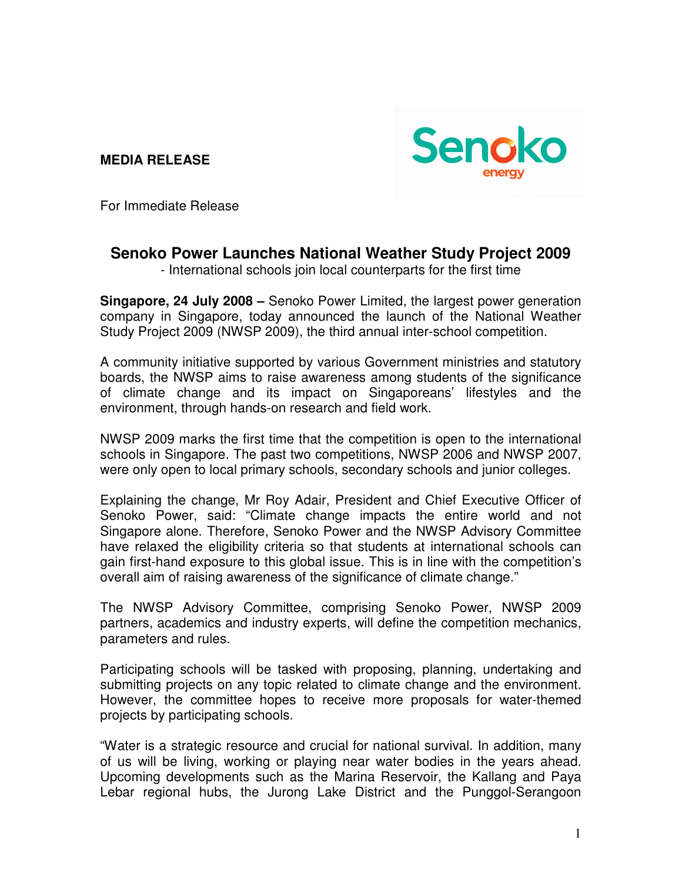**MEDIA RELEASE**

For Immediate Release

## Senoko Power Launches National Weather Study Project 2009

- International schools join local counterparts for the first time

**Singapore, 24 July 2008 –** Senoko Power Limited, the largest power generation company in Singapore, today announced the launch of the National Weather Study Project 2009 (NWSP 2009), the third annual inter-school competition.

A community initiative supported by various Government ministries and statutory boards, the NWSP aims to raise awareness among students of the significance of climate change and its impact on Singaporeans' lifestyles and the environment, through hands-on research and field work.

NWSP 2009 marks the first time that the competition is open to the international schools in Singapore. The past two competitions, NWSP 2006 and NWSP 2007, were only open to local primary schools, secondary schools and junior colleges.

Explaining the change, Mr Roy Adair, President and Chief Executive Officer of Senoko Power, said: "Climate change impacts the entire world and not Singapore alone. Therefore, Senoko Power and the NWSP Advisory Committee have relaxed the eligibility criteria so that students at international schools can gain first-hand exposure to this global issue. This is in line with the competition's overall aim of raising awareness of the significance of climate change."

The NWSP Advisory Committee, comprising Senoko Power, NWSP 2009 partners, academics and industry experts, will define the competition mechanics, parameters and rules.

Participating schools will be tasked with proposing, planning, undertaking and submitting projects on any topic related to climate change and the environment. However, the committee hopes to receive more proposals for water-themed projects by participating schools.

"Water is a strategic resource and crucial for national survival. In addition, many of us will be living, working or playing near water bodies in the years ahead. Upcoming developments such as the Marina Reservoir, the Kallang and Paya Lebar regional hubs, the Jurong Lake District and the Punggol-Serangoon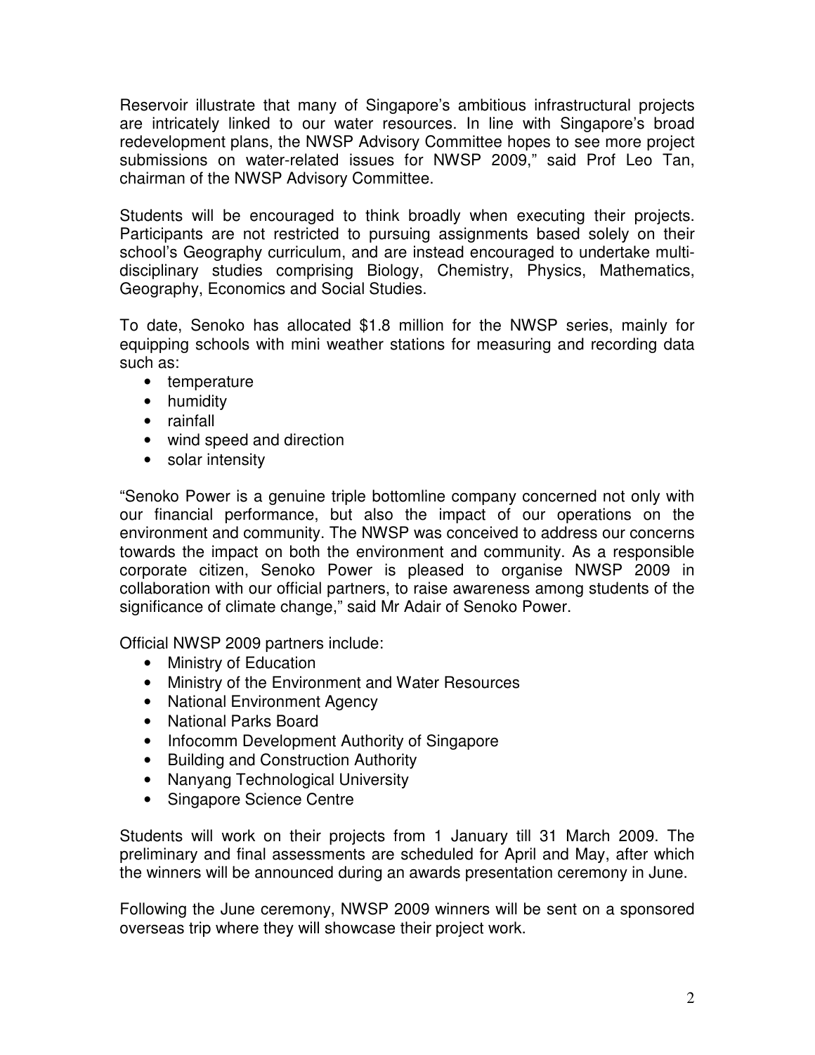Reservoir illustrate that many of Singapore's ambitious infrastructural projects are intricately linked to our water resources. In line with Singapore's broad redevelopment plans, the NWSP Advisory Committee hopes to see more project submissions on water-related issues for NWSP 2009," said Prof Leo Tan, chairman of the NWSP Advisory Committee.

Students will be encouraged to think broadly when executing their projects. Participants are not restricted to pursuing assignments based solely on their school's Geography curriculum, and are instead encouraged to undertake multi-disciplinary studies comprising Biology, Chemistry, Physics, Mathematics, Geography, Economics and Social Studies.

To date, Senoko has allocated $1.8 million for the NWSP series, mainly for equipping schools with mini weather stations for measuring and recording data such as:

- temperature
- humidity
- rainfall
- wind speed and direction
- solar intensity

"Senoko Power is a genuine triple bottomline company concerned not only with our financial performance, but also the impact of our operations on the environment and community. The NWSP was conceived to address our concerns towards the impact on both the environment and community. As a responsible corporate citizen, Senoko Power is pleased to organise NWSP 2009 in collaboration with our official partners, to raise awareness among students of the significance of climate change," said Mr Adair of Senoko Power.

Official NWSP 2009 partners include:

- Ministry of Education
- Ministry of the Environment and Water Resources
- National Environment Agency
- National Parks Board
- Infocomm Development Authority of Singapore
- Building and Construction Authority
- Nanyang Technological University
- Singapore Science Centre

Students will work on their projects from 1 January till 31 March 2009. The preliminary and final assessments are scheduled for April and May, after which the winners will be announced during an awards presentation ceremony in June.

Following the June ceremony, NWSP 2009 winners will be sent on a sponsored overseas trip where they will showcase their project work.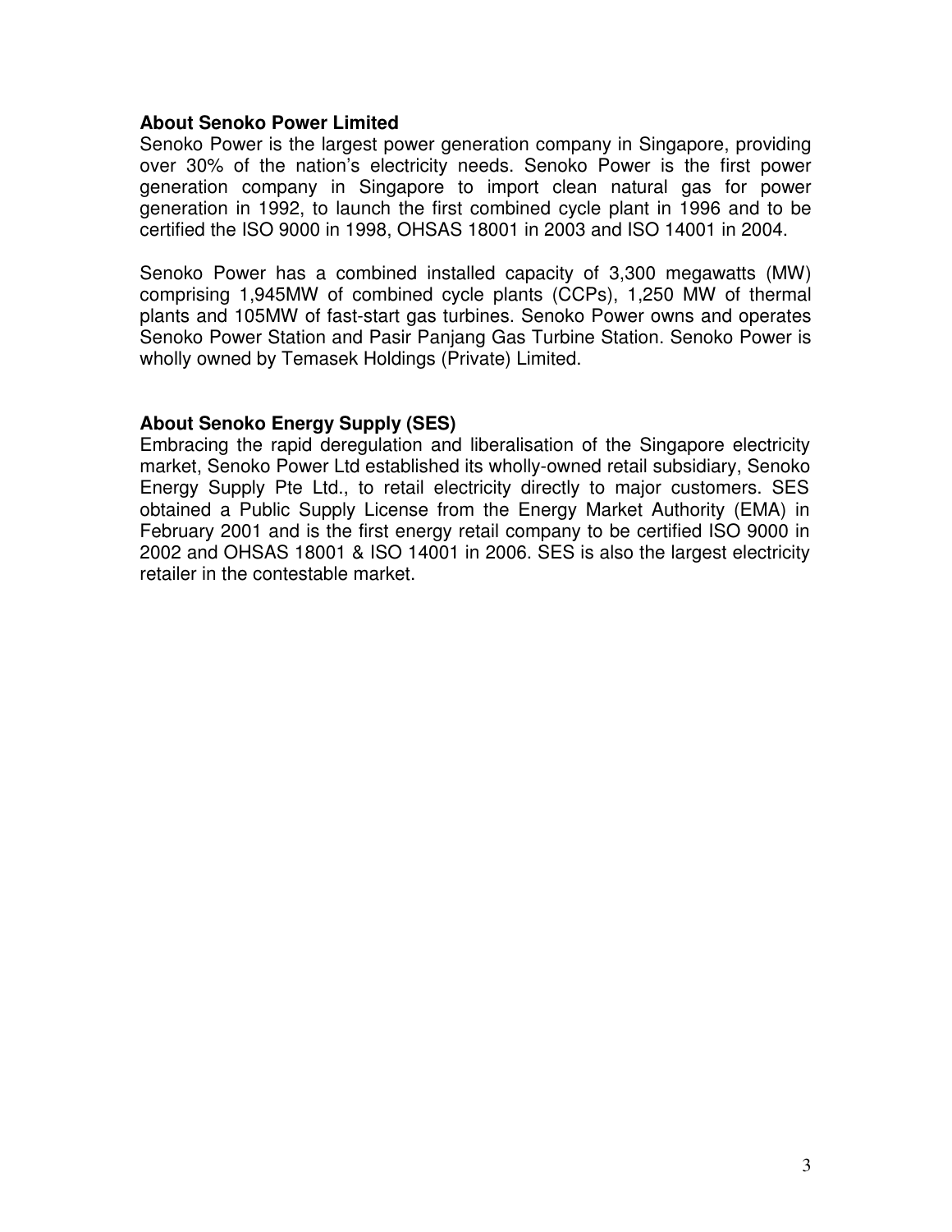**About Senoko Power Limited**

Senoko Power is the largest power generation company in Singapore, providing over 30% of the nation's electricity needs. Senoko Power is the first power generation company in Singapore to import clean natural gas for power generation in 1992, to launch the first combined cycle plant in 1996 and to be certified the ISO 9000 in 1998, OHSAS 18001 in 2003 and ISO 14001 in 2004.

Senoko Power has a combined installed capacity of 3,300 megawatts (MW) comprising 1,945MW of combined cycle plants (CCPs), 1,250 MW of thermal plants and 105MW of fast-start gas turbines. Senoko Power owns and operates Senoko Power Station and Pasir Panjang Gas Turbine Station. Senoko Power is wholly owned by Temasek Holdings (Private) Limited.

**About Senoko Energy Supply (SES)**

Embracing the rapid deregulation and liberalisation of the Singapore electricity market, Senoko Power Ltd established its wholly-owned retail subsidiary, Senoko Energy Supply Pte Ltd., to retail electricity directly to major customers. SES obtained a Public Supply License from the Energy Market Authority (EMA) in February 2001 and is the first energy retail company to be certified ISO 9000 in 2002 and OHSAS 18001 & ISO 14001 in 2006. SES is also the largest electricity retailer in the contestable market.